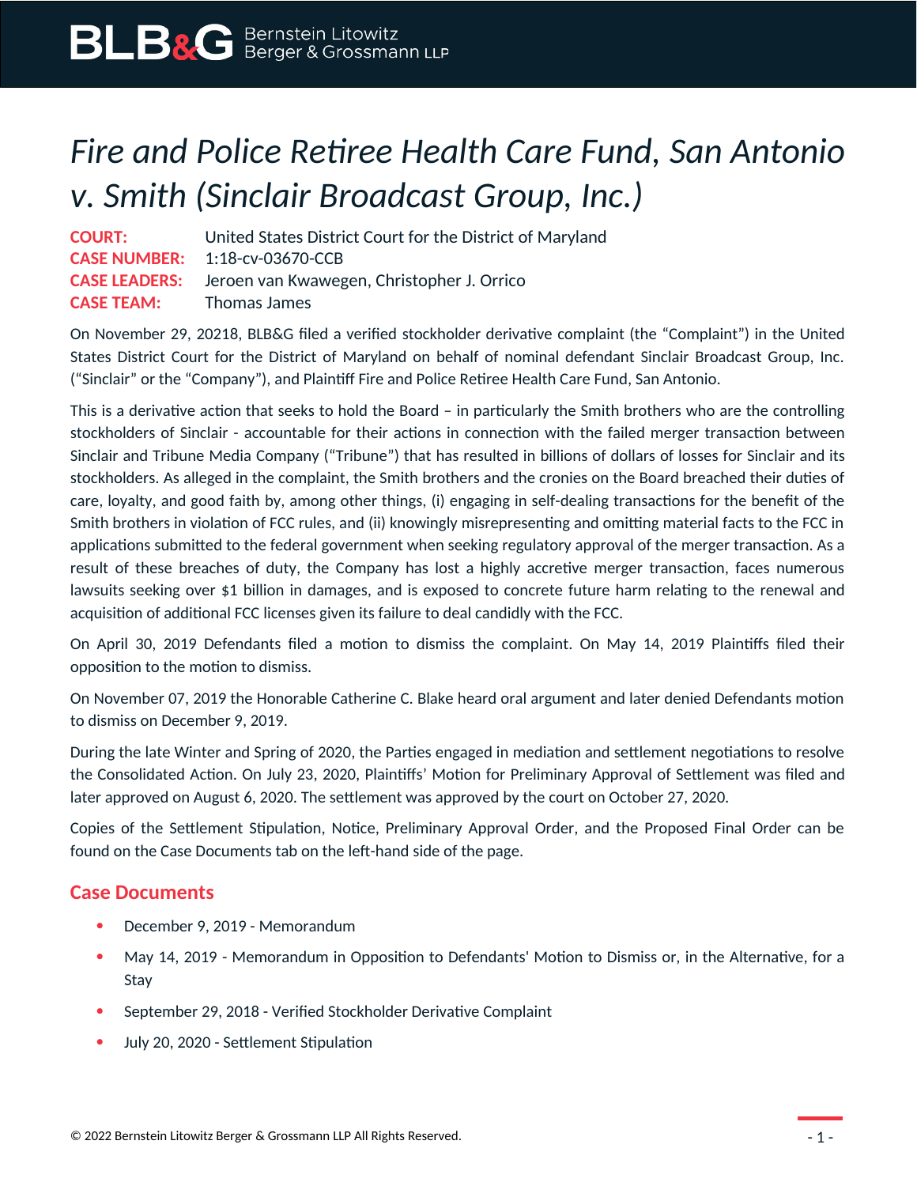# *Fire and Police Retiree Health Care Fund, San Antonio v. Smith (Sinclair Broadcast Group, Inc.)*

**COURT:** United States District Court for the District of Maryland
**CASE NUMBER:** 1:18-cv-03670-CCB
**CASE LEADERS:** Jeroen van Kwawegen, Christopher J. Orrico
**CASE TEAM:** Thomas James

On November 29, 20218, BLB&G filed a verified stockholder derivative complaint (the "Complaint") in the United States District Court for the District of Maryland on behalf of nominal defendant Sinclair Broadcast Group, Inc. ("Sinclair" or the "Company"), and Plaintiff Fire and Police Retiree Health Care Fund, San Antonio.

This is a derivative action that seeks to hold the Board – in particularly the Smith brothers who are the controlling stockholders of Sinclair - accountable for their actions in connection with the failed merger transaction between Sinclair and Tribune Media Company ("Tribune") that has resulted in billions of dollars of losses for Sinclair and its stockholders. As alleged in the complaint, the Smith brothers and the cronies on the Board breached their duties of care, loyalty, and good faith by, among other things, (i) engaging in self-dealing transactions for the benefit of the Smith brothers in violation of FCC rules, and (ii) knowingly misrepresenting and omitting material facts to the FCC in applications submitted to the federal government when seeking regulatory approval of the merger transaction. As a result of these breaches of duty, the Company has lost a highly accretive merger transaction, faces numerous lawsuits seeking over $1 billion in damages, and is exposed to concrete future harm relating to the renewal and acquisition of additional FCC licenses given its failure to deal candidly with the FCC.

On April 30, 2019 Defendants filed a motion to dismiss the complaint. On May 14, 2019 Plaintiffs filed their opposition to the motion to dismiss.

On November 07, 2019 the Honorable Catherine C. Blake heard oral argument and later denied Defendants motion to dismiss on December 9, 2019.

During the late Winter and Spring of 2020, the Parties engaged in mediation and settlement negotiations to resolve the Consolidated Action. On July 23, 2020, Plaintiffs' Motion for Preliminary Approval of Settlement was filed and later approved on August 6, 2020. The settlement was approved by the court on October 27, 2020.

Copies of the Settlement Stipulation, Notice, Preliminary Approval Order, and the Proposed Final Order can be found on the Case Documents tab on the left-hand side of the page.

## Case Documents

- December 9, 2019 - Memorandum
- May 14, 2019 - Memorandum in Opposition to Defendants' Motion to Dismiss or, in the Alternative, for a Stay
- September 29, 2018 - Verified Stockholder Derivative Complaint
- July 20, 2020 - Settlement Stipulation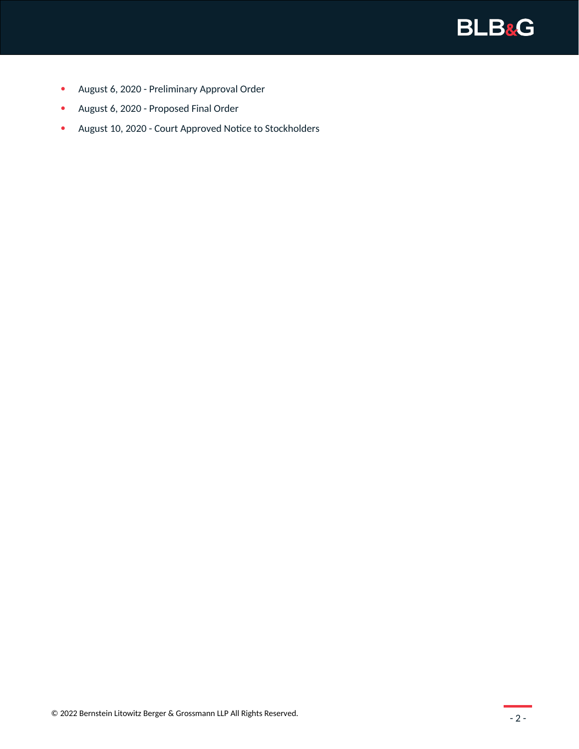- August 6, 2020 - Preliminary Approval Order
- August 6, 2020 - Proposed Final Order
- August 10, 2020 - Court Approved Notice to Stockholders